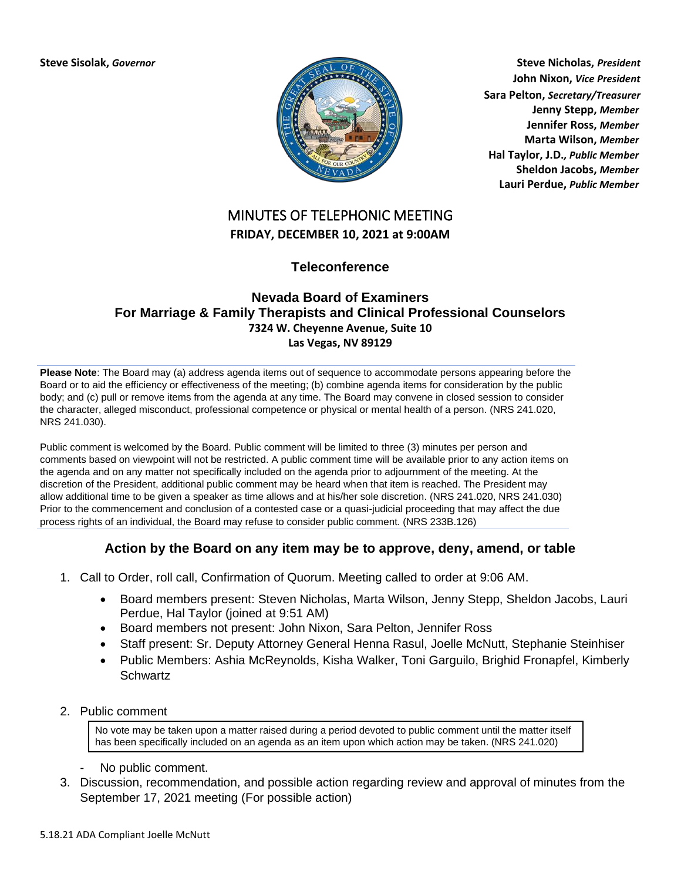**Steve Sisolak,** ***Governor***

**Steve Nicholas,** ***President***
**John Nixon,** ***Vice President***
**Sara Pelton,** ***Secretary/Treasurer***
**Jenny Stepp,** ***Member***
**Jennifer Ross,** ***Member***
**Marta Wilson,** ***Member***
**Hal Taylor, J.D.,** ***Public Member***
**Sheldon Jacobs,** ***Member***
**Lauri Perdue,** ***Public Member***

# MINUTES OF TELEPHONIC MEETING

**FRIDAY, DECEMBER 10, 2021 at 9:00AM**

## Teleconference

## Nevada Board of Examiners For Marriage & Family Therapists and Clinical Professional Counselors

**7324 W. Cheyenne Avenue, Suite 10**
**Las Vegas, NV 89129**

**Please Note**: The Board may (a) address agenda items out of sequence to accommodate persons appearing before the Board or to aid the efficiency or effectiveness of the meeting; (b) combine agenda items for consideration by the public body; and (c) pull or remove items from the agenda at any time. The Board may convene in closed session to consider the character, alleged misconduct, professional competence or physical or mental health of a person. (NRS 241.020, NRS 241.030).

Public comment is welcomed by the Board. Public comment will be limited to three (3) minutes per person and comments based on viewpoint will not be restricted. A public comment time will be available prior to any action items on the agenda and on any matter not specifically included on the agenda prior to adjournment of the meeting. At the discretion of the President, additional public comment may be heard when that item is reached. The President may allow additional time to be given a speaker as time allows and at his/her sole discretion. (NRS 241.020, NRS 241.030) Prior to the commencement and conclusion of a contested case or a quasi-judicial proceeding that may affect the due process rights of an individual, the Board may refuse to consider public comment. (NRS 233B.126)

### Action by the Board on any item may be to approve, deny, amend, or table

1. Call to Order, roll call, Confirmation of Quorum. Meeting called to order at 9:06 AM.
   - Board members present: Steven Nicholas, Marta Wilson, Jenny Stepp, Sheldon Jacobs, Lauri Perdue, Hal Taylor (joined at 9:51 AM)
   - Board members not present: John Nixon, Sara Pelton, Jennifer Ross
   - Staff present: Sr. Deputy Attorney General Henna Rasul, Joelle McNutt, Stephanie Steinhiser
   - Public Members: Ashia McReynolds, Kisha Walker, Toni Garguilo, Brighid Fronapfel, Kimberly Schwartz

2. Public comment

   No vote may be taken upon a matter raised during a period devoted to public comment until the matter itself has been specifically included on an agenda as an item upon which action may be taken. (NRS 241.020)

   - No public comment.

3. Discussion, recommendation, and possible action regarding review and approval of minutes from the September 17, 2021 meeting (For possible action)

5.18.21 ADA Compliant Joelle McNutt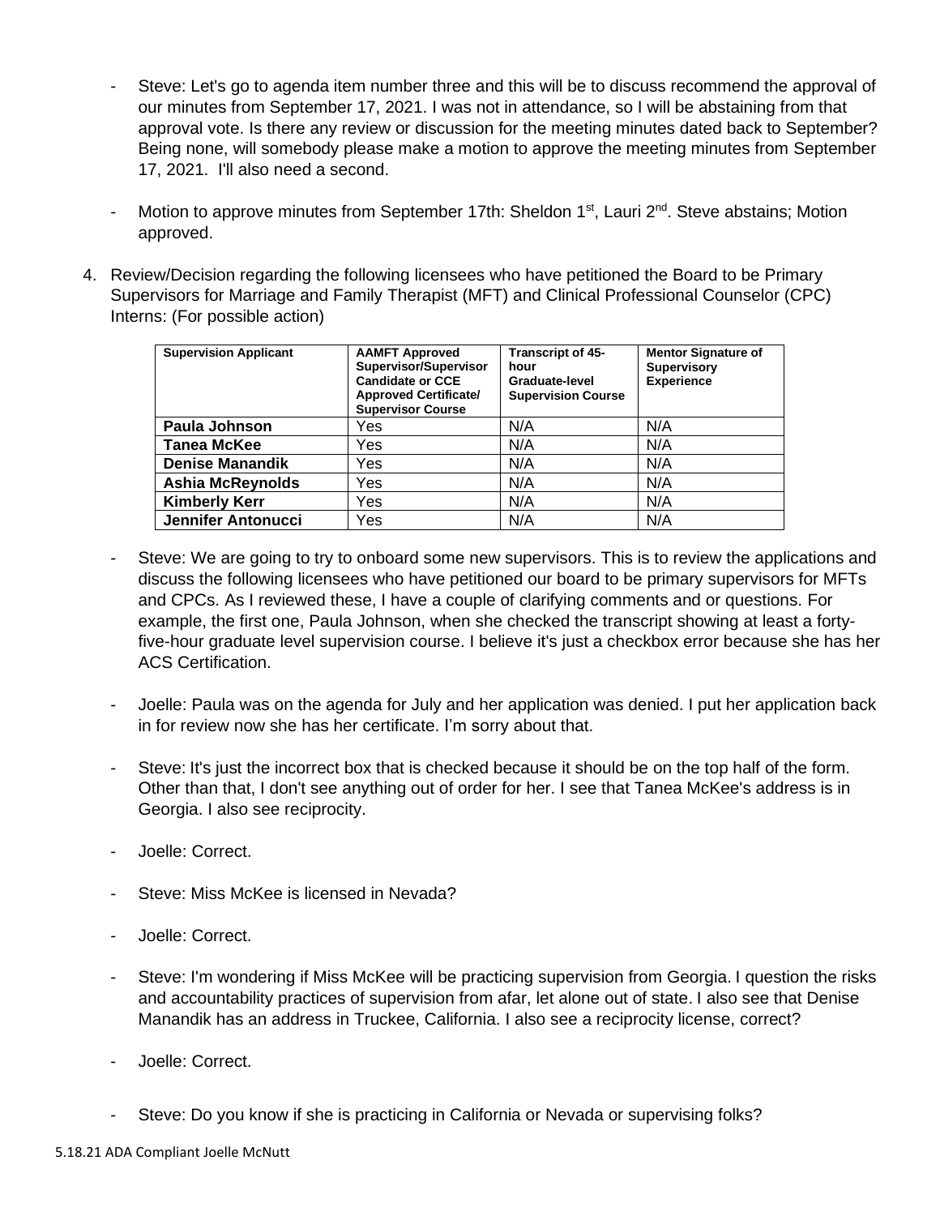- Steve: Let's go to agenda item number three and this will be to discuss recommend the approval of our minutes from September 17, 2021. I was not in attendance, so I will be abstaining from that approval vote. Is there any review or discussion for the meeting minutes dated back to September? Being none, will somebody please make a motion to approve the meeting minutes from September 17, 2021. I'll also need a second.

- Motion to approve minutes from September 17th: Sheldon 1st, Lauri 2nd. Steve abstains; Motion approved.

4. Review/Decision regarding the following licensees who have petitioned the Board to be Primary Supervisors for Marriage and Family Therapist (MFT) and Clinical Professional Counselor (CPC) Interns: (For possible action)

| Supervision Applicant | AAMFT Approved Supervisor/Supervisor Candidate or CCE Approved Certificate/ Supervisor Course | Transcript of 45-hour Graduate-level Supervision Course | Mentor Signature of Supervisory Experience |
|---|---|---|---|
| **Paula Johnson** | Yes | N/A | N/A |
| **Tanea McKee** | Yes | N/A | N/A |
| **Denise Manandik** | Yes | N/A | N/A |
| **Ashia McReynolds** | Yes | N/A | N/A |
| **Kimberly Kerr** | Yes | N/A | N/A |
| **Jennifer Antonucci** | Yes | N/A | N/A |

- Steve: We are going to try to onboard some new supervisors. This is to review the applications and discuss the following licensees who have petitioned our board to be primary supervisors for MFTs and CPCs. As I reviewed these, I have a couple of clarifying comments and or questions. For example, the first one, Paula Johnson, when she checked the transcript showing at least a forty-five-hour graduate level supervision course. I believe it's just a checkbox error because she has her ACS Certification.

- Joelle: Paula was on the agenda for July and her application was denied. I put her application back in for review now she has her certificate. I'm sorry about that.

- Steve: It's just the incorrect box that is checked because it should be on the top half of the form. Other than that, I don't see anything out of order for her. I see that Tanea McKee's address is in Georgia. I also see reciprocity.

- Joelle: Correct.

- Steve: Miss McKee is licensed in Nevada?

- Joelle: Correct.

- Steve: I'm wondering if Miss McKee will be practicing supervision from Georgia. I question the risks and accountability practices of supervision from afar, let alone out of state. I also see that Denise Manandik has an address in Truckee, California. I also see a reciprocity license, correct?

- Joelle: Correct.

- Steve: Do you know if she is practicing in California or Nevada or supervising folks?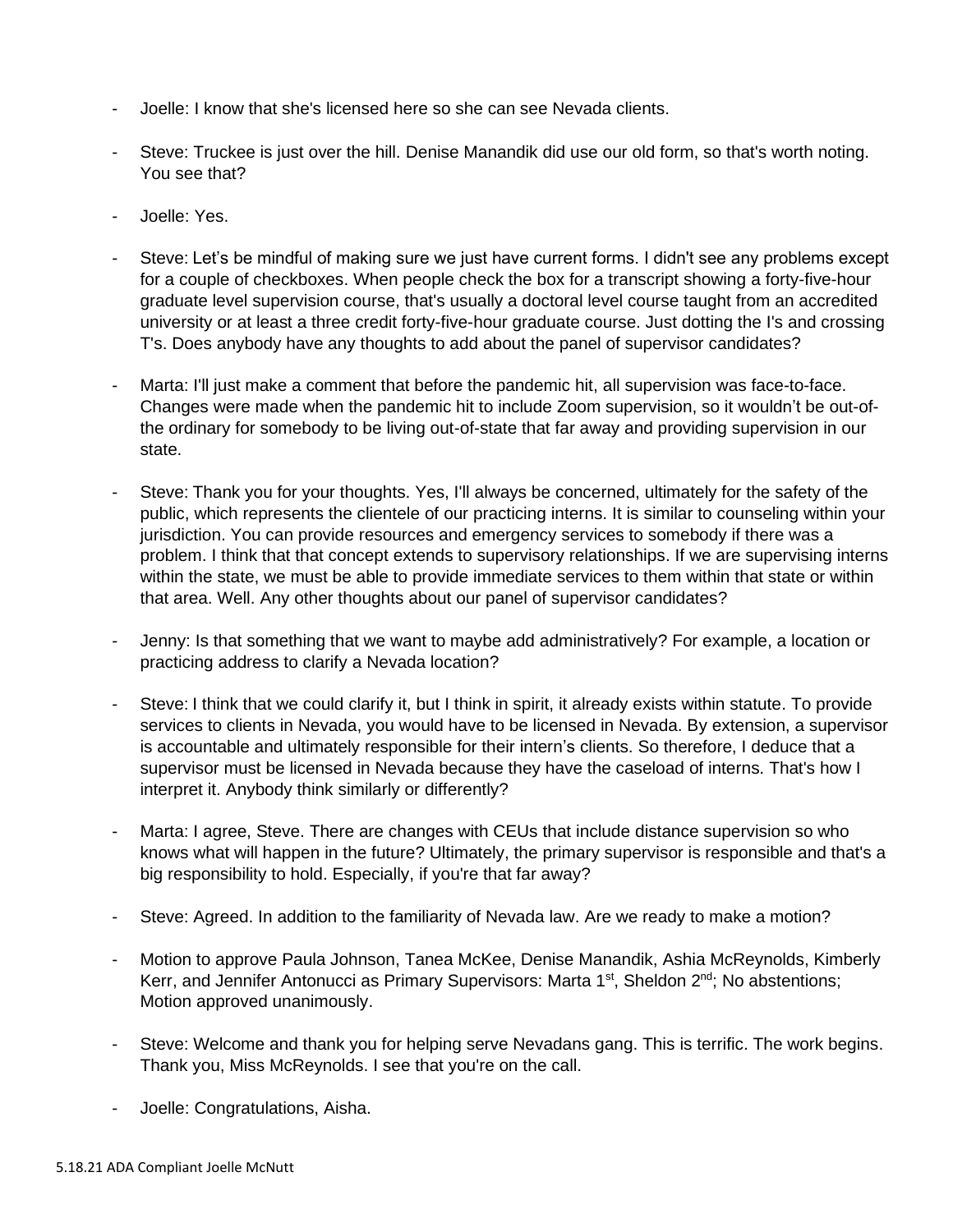- Joelle: I know that she's licensed here so she can see Nevada clients.

- Steve: Truckee is just over the hill. Denise Manandik did use our old form, so that's worth noting. You see that?

- Joelle: Yes.

- Steve: Let's be mindful of making sure we just have current forms. I didn't see any problems except for a couple of checkboxes. When people check the box for a transcript showing a forty-five-hour graduate level supervision course, that's usually a doctoral level course taught from an accredited university or at least a three credit forty-five-hour graduate course. Just dotting the I's and crossing T's. Does anybody have any thoughts to add about the panel of supervisor candidates?

- Marta: I'll just make a comment that before the pandemic hit, all supervision was face-to-face. Changes were made when the pandemic hit to include Zoom supervision, so it wouldn't be out-of-the ordinary for somebody to be living out-of-state that far away and providing supervision in our state.

- Steve: Thank you for your thoughts. Yes, I'll always be concerned, ultimately for the safety of the public, which represents the clientele of our practicing interns. It is similar to counseling within your jurisdiction. You can provide resources and emergency services to somebody if there was a problem. I think that that concept extends to supervisory relationships. If we are supervising interns within the state, we must be able to provide immediate services to them within that state or within that area. Well. Any other thoughts about our panel of supervisor candidates?

- Jenny: Is that something that we want to maybe add administratively? For example, a location or practicing address to clarify a Nevada location?

- Steve: I think that we could clarify it, but I think in spirit, it already exists within statute. To provide services to clients in Nevada, you would have to be licensed in Nevada. By extension, a supervisor is accountable and ultimately responsible for their intern's clients. So therefore, I deduce that a supervisor must be licensed in Nevada because they have the caseload of interns. That's how I interpret it. Anybody think similarly or differently?

- Marta: I agree, Steve. There are changes with CEUs that include distance supervision so who knows what will happen in the future? Ultimately, the primary supervisor is responsible and that's a big responsibility to hold. Especially, if you're that far away?

- Steve: Agreed. In addition to the familiarity of Nevada law. Are we ready to make a motion?

- Motion to approve Paula Johnson, Tanea McKee, Denise Manandik, Ashia McReynolds, Kimberly Kerr, and Jennifer Antonucci as Primary Supervisors: Marta 1st, Sheldon 2nd; No abstentions; Motion approved unanimously.

- Steve: Welcome and thank you for helping serve Nevadans gang. This is terrific. The work begins. Thank you, Miss McReynolds. I see that you're on the call.

- Joelle: Congratulations, Aisha.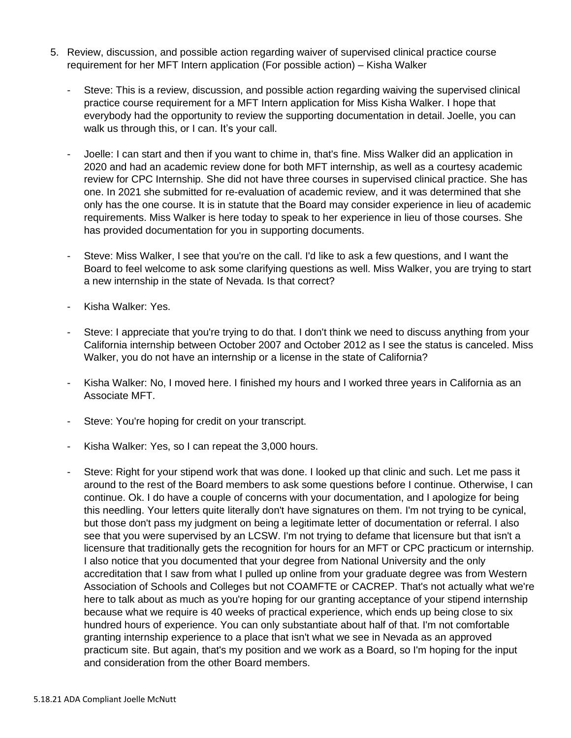5. Review, discussion, and possible action regarding waiver of supervised clinical practice course requirement for her MFT Intern application (For possible action) – Kisha Walker

   - Steve: This is a review, discussion, and possible action regarding waiving the supervised clinical practice course requirement for a MFT Intern application for Miss Kisha Walker. I hope that everybody had the opportunity to review the supporting documentation in detail. Joelle, you can walk us through this, or I can. It's your call.

   - Joelle: I can start and then if you want to chime in, that's fine. Miss Walker did an application in 2020 and had an academic review done for both MFT internship, as well as a courtesy academic review for CPC Internship. She did not have three courses in supervised clinical practice. She has one. In 2021 she submitted for re-evaluation of academic review, and it was determined that she only has the one course. It is in statute that the Board may consider experience in lieu of academic requirements. Miss Walker is here today to speak to her experience in lieu of those courses. She has provided documentation for you in supporting documents.

   - Steve: Miss Walker, I see that you're on the call. I'd like to ask a few questions, and I want the Board to feel welcome to ask some clarifying questions as well. Miss Walker, you are trying to start a new internship in the state of Nevada. Is that correct?

   - Kisha Walker: Yes.

   - Steve: I appreciate that you're trying to do that. I don't think we need to discuss anything from your California internship between October 2007 and October 2012 as I see the status is canceled. Miss Walker, you do not have an internship or a license in the state of California?

   - Kisha Walker: No, I moved here. I finished my hours and I worked three years in California as an Associate MFT.

   - Steve: You're hoping for credit on your transcript.

   - Kisha Walker: Yes, so I can repeat the 3,000 hours.

   - Steve: Right for your stipend work that was done. I looked up that clinic and such. Let me pass it around to the rest of the Board members to ask some questions before I continue. Otherwise, I can continue. Ok. I do have a couple of concerns with your documentation, and I apologize for being this needling. Your letters quite literally don't have signatures on them. I'm not trying to be cynical, but those don't pass my judgment on being a legitimate letter of documentation or referral. I also see that you were supervised by an LCSW. I'm not trying to defame that licensure but that isn't a licensure that traditionally gets the recognition for hours for an MFT or CPC practicum or internship. I also notice that you documented that your degree from National University and the only accreditation that I saw from what I pulled up online from your graduate degree was from Western Association of Schools and Colleges but not COAMFTE or CACREP. That's not actually what we're here to talk about as much as you're hoping for our granting acceptance of your stipend internship because what we require is 40 weeks of practical experience, which ends up being close to six hundred hours of experience. You can only substantiate about half of that. I'm not comfortable granting internship experience to a place that isn't what we see in Nevada as an approved practicum site. But again, that's my position and we work as a Board, so I'm hoping for the input and consideration from the other Board members.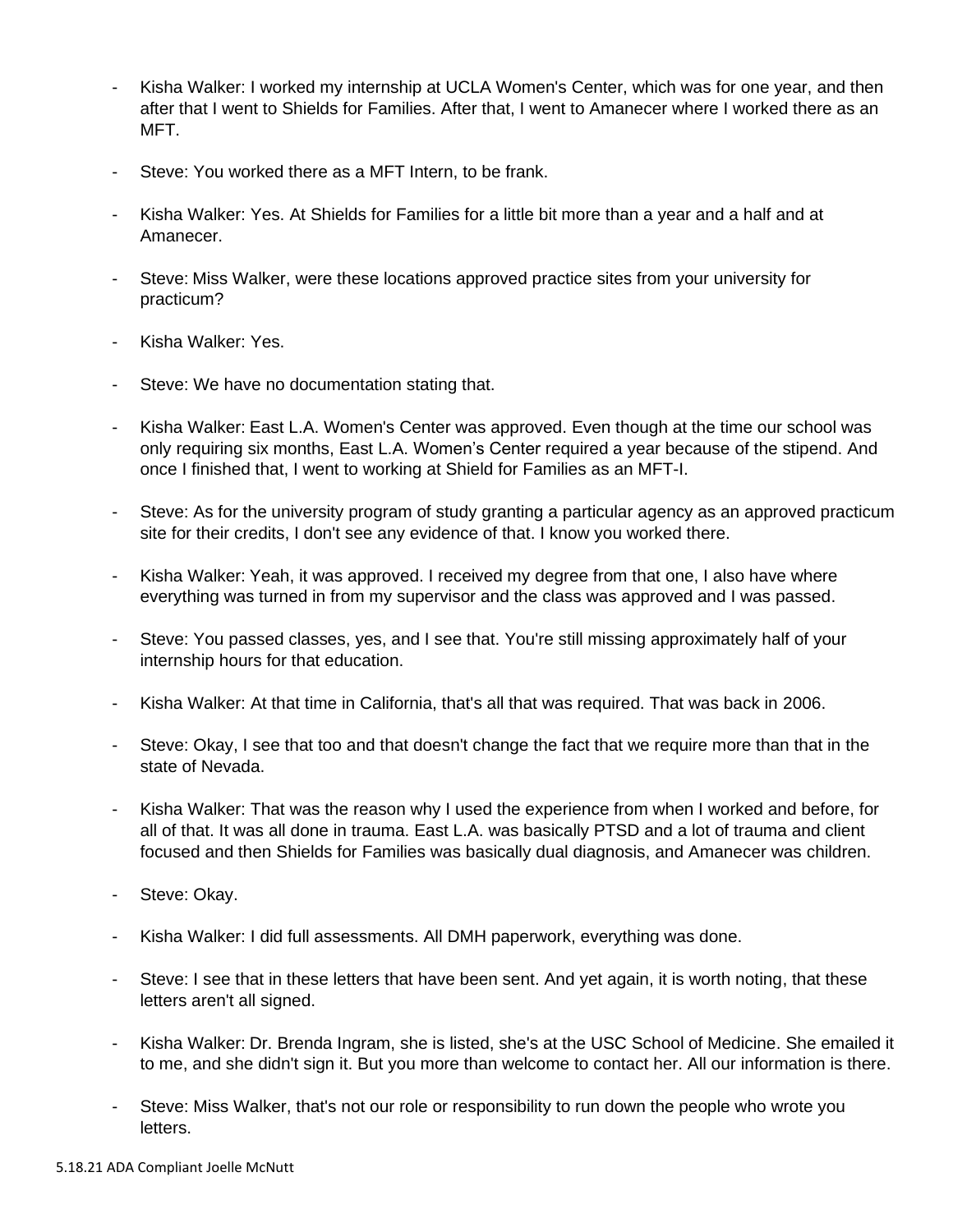- Kisha Walker: I worked my internship at UCLA Women's Center, which was for one year, and then after that I went to Shields for Families. After that, I went to Amanecer where I worked there as an MFT.

- Steve: You worked there as a MFT Intern, to be frank.

- Kisha Walker: Yes. At Shields for Families for a little bit more than a year and a half and at Amanecer.

- Steve: Miss Walker, were these locations approved practice sites from your university for practicum?

- Kisha Walker: Yes.

- Steve: We have no documentation stating that.

- Kisha Walker: East L.A. Women's Center was approved. Even though at the time our school was only requiring six months, East L.A. Women's Center required a year because of the stipend. And once I finished that, I went to working at Shield for Families as an MFT-I.

- Steve: As for the university program of study granting a particular agency as an approved practicum site for their credits, I don't see any evidence of that. I know you worked there.

- Kisha Walker: Yeah, it was approved. I received my degree from that one, I also have where everything was turned in from my supervisor and the class was approved and I was passed.

- Steve: You passed classes, yes, and I see that. You're still missing approximately half of your internship hours for that education.

- Kisha Walker: At that time in California, that's all that was required. That was back in 2006.

- Steve: Okay, I see that too and that doesn't change the fact that we require more than that in the state of Nevada.

- Kisha Walker: That was the reason why I used the experience from when I worked and before, for all of that. It was all done in trauma. East L.A. was basically PTSD and a lot of trauma and client focused and then Shields for Families was basically dual diagnosis, and Amanecer was children.

- Steve: Okay.

- Kisha Walker: I did full assessments. All DMH paperwork, everything was done.

- Steve: I see that in these letters that have been sent. And yet again, it is worth noting, that these letters aren't all signed.

- Kisha Walker: Dr. Brenda Ingram, she is listed, she's at the USC School of Medicine. She emailed it to me, and she didn't sign it. But you more than welcome to contact her. All our information is there.

- Steve: Miss Walker, that's not our role or responsibility to run down the people who wrote you letters.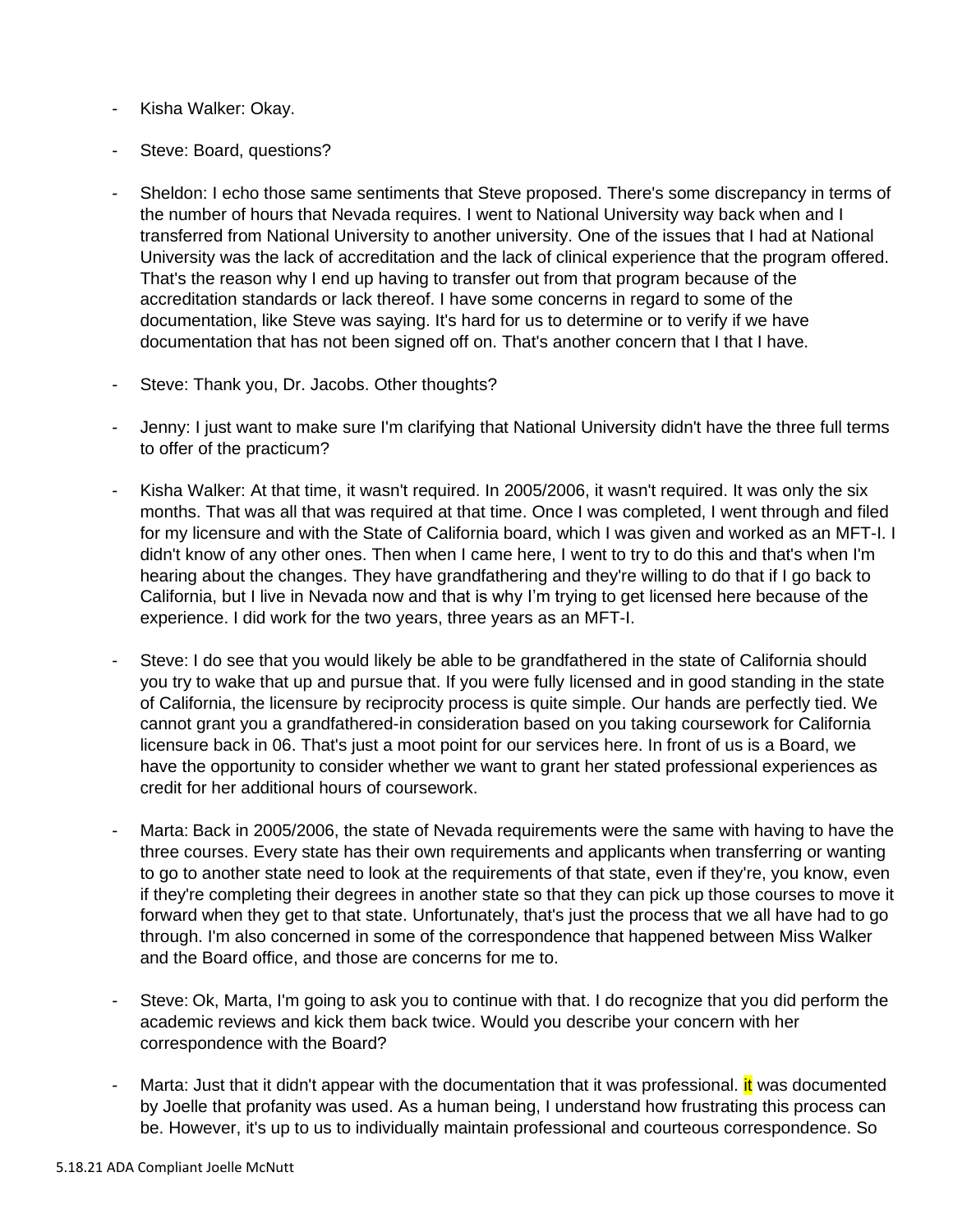- Kisha Walker: Okay.
- Steve: Board, questions?
- Sheldon: I echo those same sentiments that Steve proposed. There's some discrepancy in terms of the number of hours that Nevada requires. I went to National University way back when and I transferred from National University to another university. One of the issues that I had at National University was the lack of accreditation and the lack of clinical experience that the program offered. That's the reason why I end up having to transfer out from that program because of the accreditation standards or lack thereof. I have some concerns in regard to some of the documentation, like Steve was saying. It's hard for us to determine or to verify if we have documentation that has not been signed off on. That's another concern that I that I have.
- Steve: Thank you, Dr. Jacobs. Other thoughts?
- Jenny: I just want to make sure I'm clarifying that National University didn't have the three full terms to offer of the practicum?
- Kisha Walker: At that time, it wasn't required. In 2005/2006, it wasn't required. It was only the six months. That was all that was required at that time. Once I was completed, I went through and filed for my licensure and with the State of California board, which I was given and worked as an MFT-I. I didn't know of any other ones. Then when I came here, I went to try to do this and that's when I'm hearing about the changes. They have grandfathering and they're willing to do that if I go back to California, but I live in Nevada now and that is why I'm trying to get licensed here because of the experience. I did work for the two years, three years as an MFT-I.
- Steve: I do see that you would likely be able to be grandfathered in the state of California should you try to wake that up and pursue that. If you were fully licensed and in good standing in the state of California, the licensure by reciprocity process is quite simple. Our hands are perfectly tied. We cannot grant you a grandfathered-in consideration based on you taking coursework for California licensure back in 06. That's just a moot point for our services here. In front of us is a Board, we have the opportunity to consider whether we want to grant her stated professional experiences as credit for her additional hours of coursework.
- Marta: Back in 2005/2006, the state of Nevada requirements were the same with having to have the three courses. Every state has their own requirements and applicants when transferring or wanting to go to another state need to look at the requirements of that state, even if they're, you know, even if they're completing their degrees in another state so that they can pick up those courses to move it forward when they get to that state. Unfortunately, that's just the process that we all have had to go through. I'm also concerned in some of the correspondence that happened between Miss Walker and the Board office, and those are concerns for me to.
- Steve: Ok, Marta, I'm going to ask you to continue with that. I do recognize that you did perform the academic reviews and kick them back twice. Would you describe your concern with her correspondence with the Board?
- Marta: Just that it didn't appear with the documentation that it was professional. it was documented by Joelle that profanity was used. As a human being, I understand how frustrating this process can be. However, it's up to us to individually maintain professional and courteous correspondence. So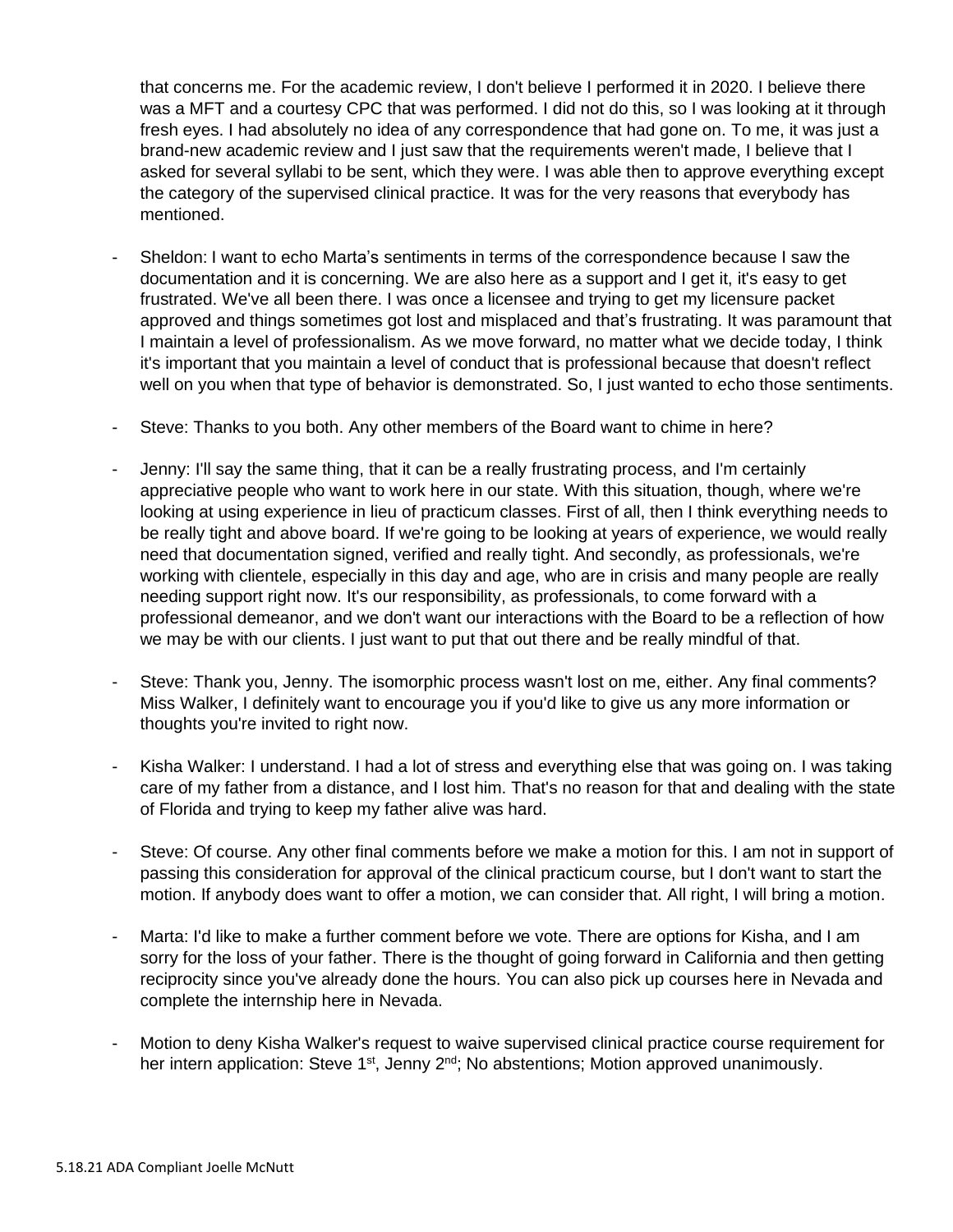that concerns me. For the academic review, I don't believe I performed it in 2020. I believe there was a MFT and a courtesy CPC that was performed. I did not do this, so I was looking at it through fresh eyes. I had absolutely no idea of any correspondence that had gone on. To me, it was just a brand-new academic review and I just saw that the requirements weren't made, I believe that I asked for several syllabi to be sent, which they were. I was able then to approve everything except the category of the supervised clinical practice. It was for the very reasons that everybody has mentioned.

- Sheldon: I want to echo Marta's sentiments in terms of the correspondence because I saw the documentation and it is concerning. We are also here as a support and I get it, it's easy to get frustrated. We've all been there. I was once a licensee and trying to get my licensure packet approved and things sometimes got lost and misplaced and that's frustrating. It was paramount that I maintain a level of professionalism. As we move forward, no matter what we decide today, I think it's important that you maintain a level of conduct that is professional because that doesn't reflect well on you when that type of behavior is demonstrated. So, I just wanted to echo those sentiments.

- Steve: Thanks to you both. Any other members of the Board want to chime in here?

- Jenny: I'll say the same thing, that it can be a really frustrating process, and I'm certainly appreciative people who want to work here in our state. With this situation, though, where we're looking at using experience in lieu of practicum classes. First of all, then I think everything needs to be really tight and above board. If we're going to be looking at years of experience, we would really need that documentation signed, verified and really tight. And secondly, as professionals, we're working with clientele, especially in this day and age, who are in crisis and many people are really needing support right now. It's our responsibility, as professionals, to come forward with a professional demeanor, and we don't want our interactions with the Board to be a reflection of how we may be with our clients. I just want to put that out there and be really mindful of that.

- Steve: Thank you, Jenny. The isomorphic process wasn't lost on me, either. Any final comments? Miss Walker, I definitely want to encourage you if you'd like to give us any more information or thoughts you're invited to right now.

- Kisha Walker: I understand. I had a lot of stress and everything else that was going on. I was taking care of my father from a distance, and I lost him. That's no reason for that and dealing with the state of Florida and trying to keep my father alive was hard.

- Steve: Of course. Any other final comments before we make a motion for this. I am not in support of passing this consideration for approval of the clinical practicum course, but I don't want to start the motion. If anybody does want to offer a motion, we can consider that. All right, I will bring a motion.

- Marta: I'd like to make a further comment before we vote. There are options for Kisha, and I am sorry for the loss of your father. There is the thought of going forward in California and then getting reciprocity since you've already done the hours. You can also pick up courses here in Nevada and complete the internship here in Nevada.

- Motion to deny Kisha Walker's request to waive supervised clinical practice course requirement for her intern application: Steve 1st, Jenny 2nd; No abstentions; Motion approved unanimously.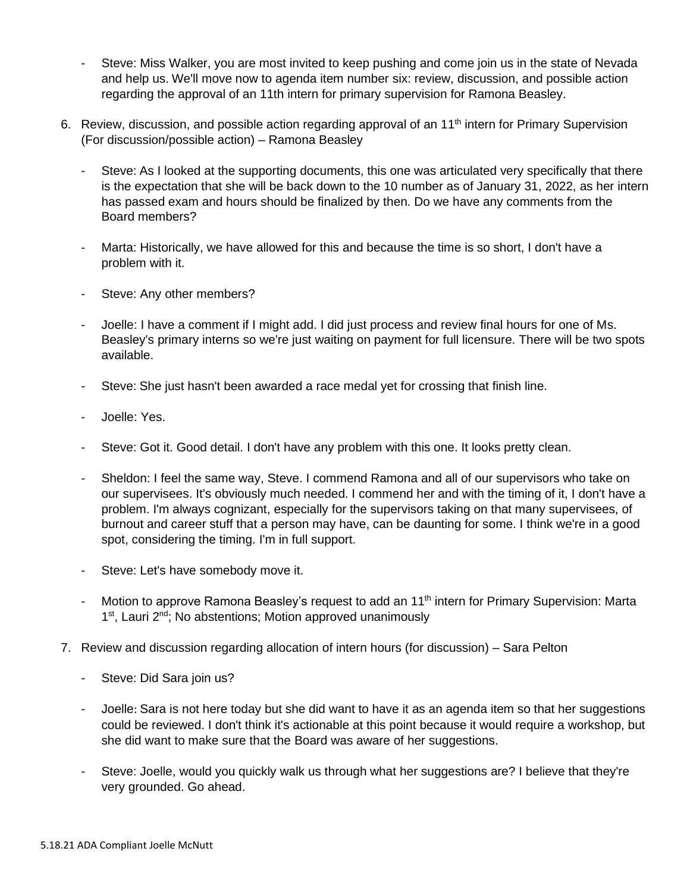- Steve: Miss Walker, you are most invited to keep pushing and come join us in the state of Nevada and help us. We'll move now to agenda item number six: review, discussion, and possible action regarding the approval of an 11th intern for primary supervision for Ramona Beasley.

6. Review, discussion, and possible action regarding approval of an 11th intern for Primary Supervision (For discussion/possible action) – Ramona Beasley

   - Steve: As I looked at the supporting documents, this one was articulated very specifically that there is the expectation that she will be back down to the 10 number as of January 31, 2022, as her intern has passed exam and hours should be finalized by then. Do we have any comments from the Board members?

   - Marta: Historically, we have allowed for this and because the time is so short, I don't have a problem with it.

   - Steve: Any other members?

   - Joelle: I have a comment if I might add. I did just process and review final hours for one of Ms. Beasley's primary interns so we're just waiting on payment for full licensure. There will be two spots available.

   - Steve: She just hasn't been awarded a race medal yet for crossing that finish line.

   - Joelle: Yes.

   - Steve: Got it. Good detail. I don't have any problem with this one. It looks pretty clean.

   - Sheldon: I feel the same way, Steve. I commend Ramona and all of our supervisors who take on our supervisees. It's obviously much needed. I commend her and with the timing of it, I don't have a problem. I'm always cognizant, especially for the supervisors taking on that many supervisees, of burnout and career stuff that a person may have, can be daunting for some. I think we're in a good spot, considering the timing. I'm in full support.

   - Steve: Let's have somebody move it.

   - Motion to approve Ramona Beasley's request to add an 11th intern for Primary Supervision: Marta 1st, Lauri 2nd; No abstentions; Motion approved unanimously

7. Review and discussion regarding allocation of intern hours (for discussion) – Sara Pelton

   - Steve: Did Sara join us?

   - Joelle: Sara is not here today but she did want to have it as an agenda item so that her suggestions could be reviewed. I don't think it's actionable at this point because it would require a workshop, but she did want to make sure that the Board was aware of her suggestions.

   - Steve: Joelle, would you quickly walk us through what her suggestions are? I believe that they're very grounded. Go ahead.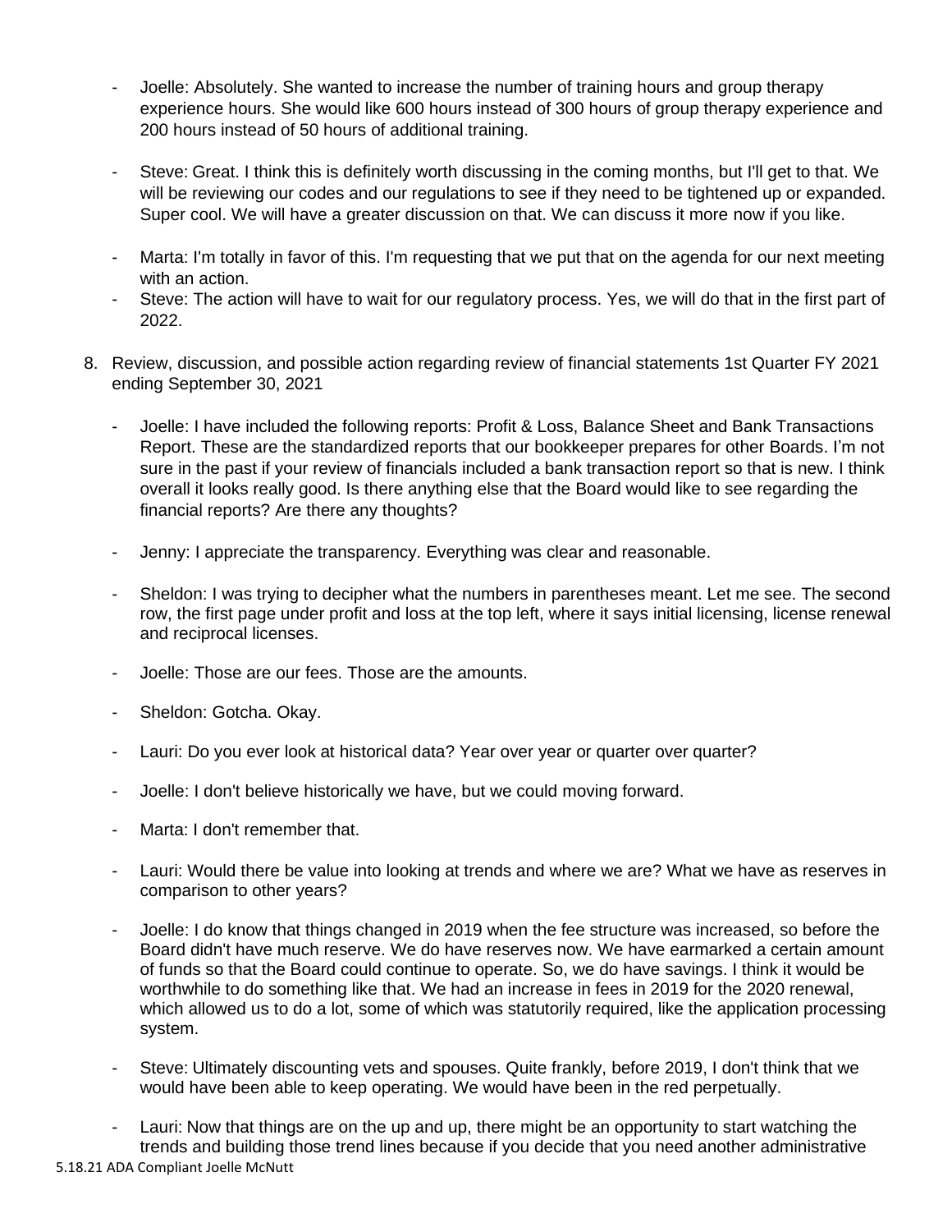- Joelle: Absolutely. She wanted to increase the number of training hours and group therapy experience hours. She would like 600 hours instead of 300 hours of group therapy experience and 200 hours instead of 50 hours of additional training.

- Steve: Great. I think this is definitely worth discussing in the coming months, but I'll get to that. We will be reviewing our codes and our regulations to see if they need to be tightened up or expanded. Super cool. We will have a greater discussion on that. We can discuss it more now if you like.

- Marta: I'm totally in favor of this. I'm requesting that we put that on the agenda for our next meeting with an action.
- Steve: The action will have to wait for our regulatory process. Yes, we will do that in the first part of 2022.

8. Review, discussion, and possible action regarding review of financial statements 1st Quarter FY 2021 ending September 30, 2021

   - Joelle: I have included the following reports: Profit & Loss, Balance Sheet and Bank Transactions Report. These are the standardized reports that our bookkeeper prepares for other Boards. I'm not sure in the past if your review of financials included a bank transaction report so that is new. I think overall it looks really good. Is there anything else that the Board would like to see regarding the financial reports? Are there any thoughts?

   - Jenny: I appreciate the transparency. Everything was clear and reasonable.

   - Sheldon: I was trying to decipher what the numbers in parentheses meant. Let me see. The second row, the first page under profit and loss at the top left, where it says initial licensing, license renewal and reciprocal licenses.

   - Joelle: Those are our fees. Those are the amounts.

   - Sheldon: Gotcha. Okay.

   - Lauri: Do you ever look at historical data? Year over year or quarter over quarter?

   - Joelle: I don't believe historically we have, but we could moving forward.

   - Marta: I don't remember that.

   - Lauri: Would there be value into looking at trends and where we are? What we have as reserves in comparison to other years?

   - Joelle: I do know that things changed in 2019 when the fee structure was increased, so before the Board didn't have much reserve. We do have reserves now. We have earmarked a certain amount of funds so that the Board could continue to operate. So, we do have savings. I think it would be worthwhile to do something like that. We had an increase in fees in 2019 for the 2020 renewal, which allowed us to do a lot, some of which was statutorily required, like the application processing system.

   - Steve: Ultimately discounting vets and spouses. Quite frankly, before 2019, I don't think that we would have been able to keep operating. We would have been in the red perpetually.

   - Lauri: Now that things are on the up and up, there might be an opportunity to start watching the trends and building those trend lines because if you decide that you need another administrative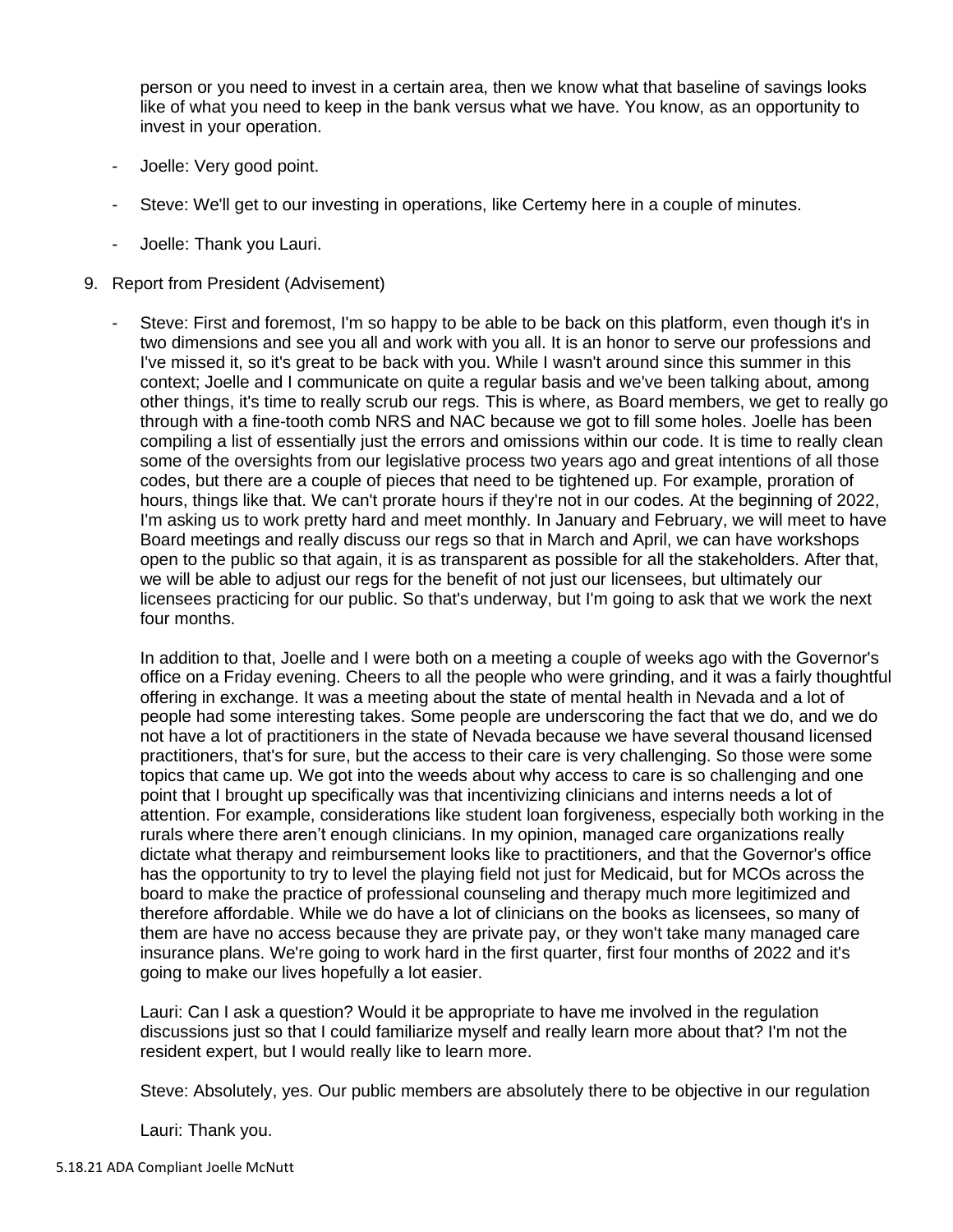person or you need to invest in a certain area, then we know what that baseline of savings looks like of what you need to keep in the bank versus what we have. You know, as an opportunity to invest in your operation.

- Joelle: Very good point.
- Steve: We'll get to our investing in operations, like Certemy here in a couple of minutes.
- Joelle: Thank you Lauri.

9. Report from President (Advisement)

- Steve: First and foremost, I'm so happy to be able to be back on this platform, even though it's in two dimensions and see you all and work with you all. It is an honor to serve our professions and I've missed it, so it's great to be back with you. While I wasn't around since this summer in this context; Joelle and I communicate on quite a regular basis and we've been talking about, among other things, it's time to really scrub our regs. This is where, as Board members, we get to really go through with a fine-tooth comb NRS and NAC because we got to fill some holes. Joelle has been compiling a list of essentially just the errors and omissions within our code. It is time to really clean some of the oversights from our legislative process two years ago and great intentions of all those codes, but there are a couple of pieces that need to be tightened up. For example, proration of hours, things like that. We can't prorate hours if they're not in our codes. At the beginning of 2022, I'm asking us to work pretty hard and meet monthly. In January and February, we will meet to have Board meetings and really discuss our regs so that in March and April, we can have workshops open to the public so that again, it is as transparent as possible for all the stakeholders. After that, we will be able to adjust our regs for the benefit of not just our licensees, but ultimately our licensees practicing for our public. So that's underway, but I'm going to ask that we work the next four months.

  In addition to that, Joelle and I were both on a meeting a couple of weeks ago with the Governor's office on a Friday evening. Cheers to all the people who were grinding, and it was a fairly thoughtful offering in exchange. It was a meeting about the state of mental health in Nevada and a lot of people had some interesting takes. Some people are underscoring the fact that we do, and we do not have a lot of practitioners in the state of Nevada because we have several thousand licensed practitioners, that's for sure, but the access to their care is very challenging. So those were some topics that came up. We got into the weeds about why access to care is so challenging and one point that I brought up specifically was that incentivizing clinicians and interns needs a lot of attention. For example, considerations like student loan forgiveness, especially both working in the rurals where there aren't enough clinicians. In my opinion, managed care organizations really dictate what therapy and reimbursement looks like to practitioners, and that the Governor's office has the opportunity to try to level the playing field not just for Medicaid, but for MCOs across the board to make the practice of professional counseling and therapy much more legitimized and therefore affordable. While we do have a lot of clinicians on the books as licensees, so many of them are have no access because they are private pay, or they won't take many managed care insurance plans. We're going to work hard in the first quarter, first four months of 2022 and it's going to make our lives hopefully a lot easier.

  Lauri: Can I ask a question? Would it be appropriate to have me involved in the regulation discussions just so that I could familiarize myself and really learn more about that? I'm not the resident expert, but I would really like to learn more.

  Steve: Absolutely, yes. Our public members are absolutely there to be objective in our regulation

  Lauri: Thank you.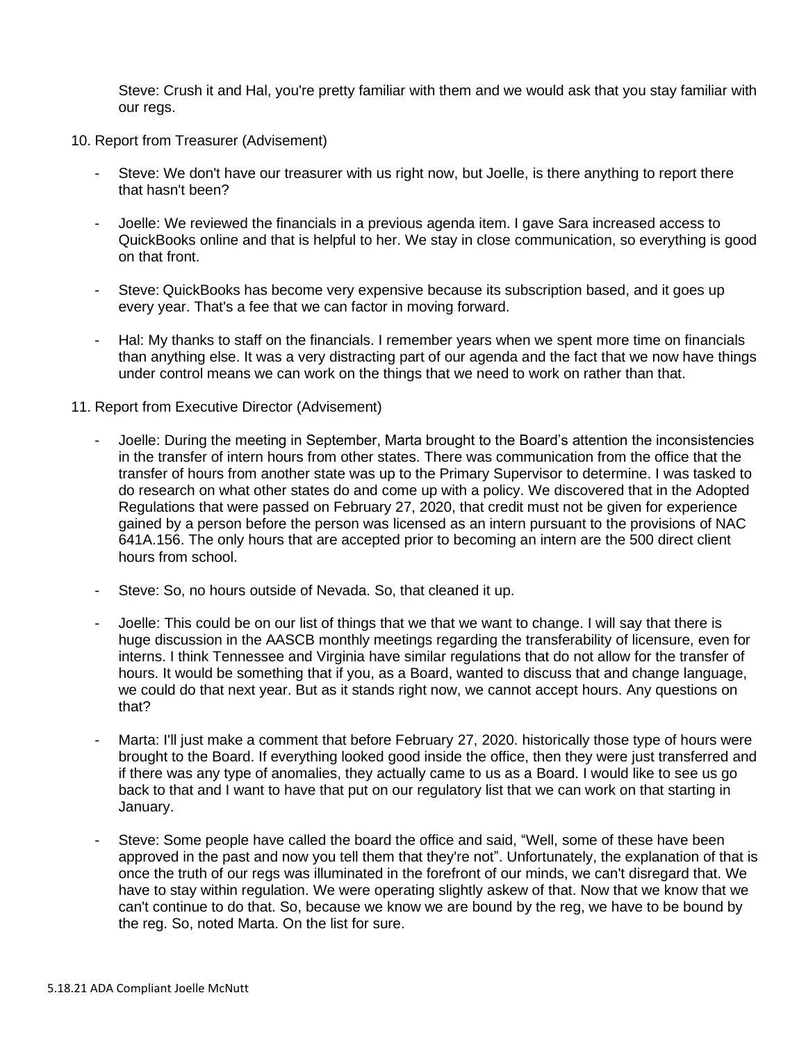Steve: Crush it and Hal, you're pretty familiar with them and we would ask that you stay familiar with our regs.

10. Report from Treasurer (Advisement)

- Steve: We don't have our treasurer with us right now, but Joelle, is there anything to report there that hasn't been?

- Joelle: We reviewed the financials in a previous agenda item. I gave Sara increased access to QuickBooks online and that is helpful to her. We stay in close communication, so everything is good on that front.

- Steve: QuickBooks has become very expensive because its subscription based, and it goes up every year. That's a fee that we can factor in moving forward.

- Hal: My thanks to staff on the financials. I remember years when we spent more time on financials than anything else. It was a very distracting part of our agenda and the fact that we now have things under control means we can work on the things that we need to work on rather than that.

11. Report from Executive Director (Advisement)

- Joelle: During the meeting in September, Marta brought to the Board's attention the inconsistencies in the transfer of intern hours from other states. There was communication from the office that the transfer of hours from another state was up to the Primary Supervisor to determine. I was tasked to do research on what other states do and come up with a policy. We discovered that in the Adopted Regulations that were passed on February 27, 2020, that credit must not be given for experience gained by a person before the person was licensed as an intern pursuant to the provisions of NAC 641A.156. The only hours that are accepted prior to becoming an intern are the 500 direct client hours from school.

- Steve: So, no hours outside of Nevada. So, that cleaned it up.

- Joelle: This could be on our list of things that we that we want to change. I will say that there is huge discussion in the AASCB monthly meetings regarding the transferability of licensure, even for interns. I think Tennessee and Virginia have similar regulations that do not allow for the transfer of hours. It would be something that if you, as a Board, wanted to discuss that and change language, we could do that next year. But as it stands right now, we cannot accept hours. Any questions on that?

- Marta: I'll just make a comment that before February 27, 2020. historically those type of hours were brought to the Board. If everything looked good inside the office, then they were just transferred and if there was any type of anomalies, they actually came to us as a Board. I would like to see us go back to that and I want to have that put on our regulatory list that we can work on that starting in January.

- Steve: Some people have called the board the office and said, "Well, some of these have been approved in the past and now you tell them that they're not". Unfortunately, the explanation of that is once the truth of our regs was illuminated in the forefront of our minds, we can't disregard that. We have to stay within regulation. We were operating slightly askew of that. Now that we know that we can't continue to do that. So, because we know we are bound by the reg, we have to be bound by the reg. So, noted Marta. On the list for sure.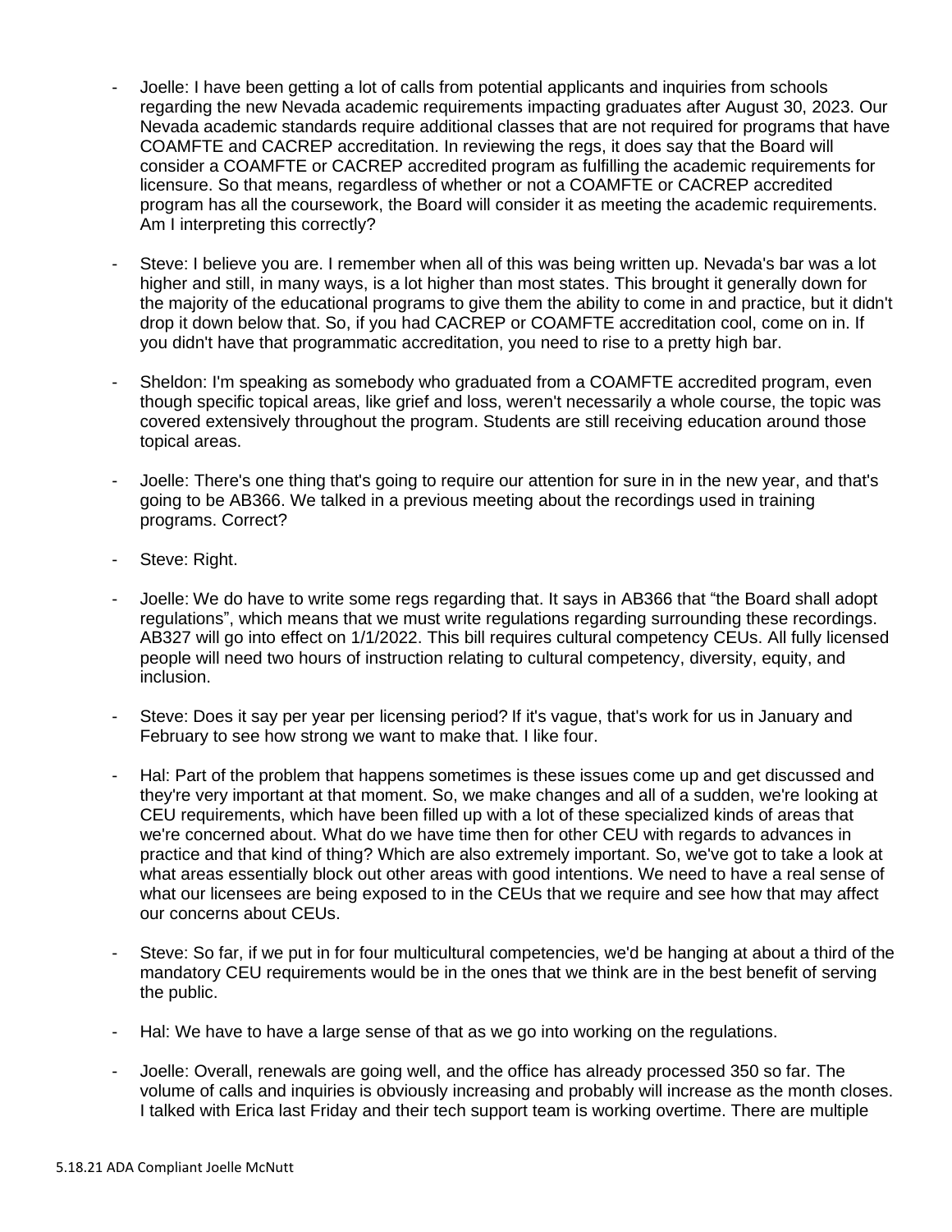- Joelle: I have been getting a lot of calls from potential applicants and inquiries from schools regarding the new Nevada academic requirements impacting graduates after August 30, 2023. Our Nevada academic standards require additional classes that are not required for programs that have COAMFTE and CACREP accreditation. In reviewing the regs, it does say that the Board will consider a COAMFTE or CACREP accredited program as fulfilling the academic requirements for licensure. So that means, regardless of whether or not a COAMFTE or CACREP accredited program has all the coursework, the Board will consider it as meeting the academic requirements. Am I interpreting this correctly?

- Steve: I believe you are. I remember when all of this was being written up. Nevada's bar was a lot higher and still, in many ways, is a lot higher than most states. This brought it generally down for the majority of the educational programs to give them the ability to come in and practice, but it didn't drop it down below that. So, if you had CACREP or COAMFTE accreditation cool, come on in. If you didn't have that programmatic accreditation, you need to rise to a pretty high bar.

- Sheldon: I'm speaking as somebody who graduated from a COAMFTE accredited program, even though specific topical areas, like grief and loss, weren't necessarily a whole course, the topic was covered extensively throughout the program. Students are still receiving education around those topical areas.

- Joelle: There's one thing that's going to require our attention for sure in in the new year, and that's going to be AB366. We talked in a previous meeting about the recordings used in training programs. Correct?

- Steve: Right.

- Joelle: We do have to write some regs regarding that. It says in AB366 that "the Board shall adopt regulations", which means that we must write regulations regarding surrounding these recordings. AB327 will go into effect on 1/1/2022. This bill requires cultural competency CEUs. All fully licensed people will need two hours of instruction relating to cultural competency, diversity, equity, and inclusion.

- Steve: Does it say per year per licensing period? If it's vague, that's work for us in January and February to see how strong we want to make that. I like four.

- Hal: Part of the problem that happens sometimes is these issues come up and get discussed and they're very important at that moment. So, we make changes and all of a sudden, we're looking at CEU requirements, which have been filled up with a lot of these specialized kinds of areas that we're concerned about. What do we have time then for other CEU with regards to advances in practice and that kind of thing? Which are also extremely important. So, we've got to take a look at what areas essentially block out other areas with good intentions. We need to have a real sense of what our licensees are being exposed to in the CEUs that we require and see how that may affect our concerns about CEUs.

- Steve: So far, if we put in for four multicultural competencies, we'd be hanging at about a third of the mandatory CEU requirements would be in the ones that we think are in the best benefit of serving the public.

- Hal: We have to have a large sense of that as we go into working on the regulations.

- Joelle: Overall, renewals are going well, and the office has already processed 350 so far. The volume of calls and inquiries is obviously increasing and probably will increase as the month closes. I talked with Erica last Friday and their tech support team is working overtime. There are multiple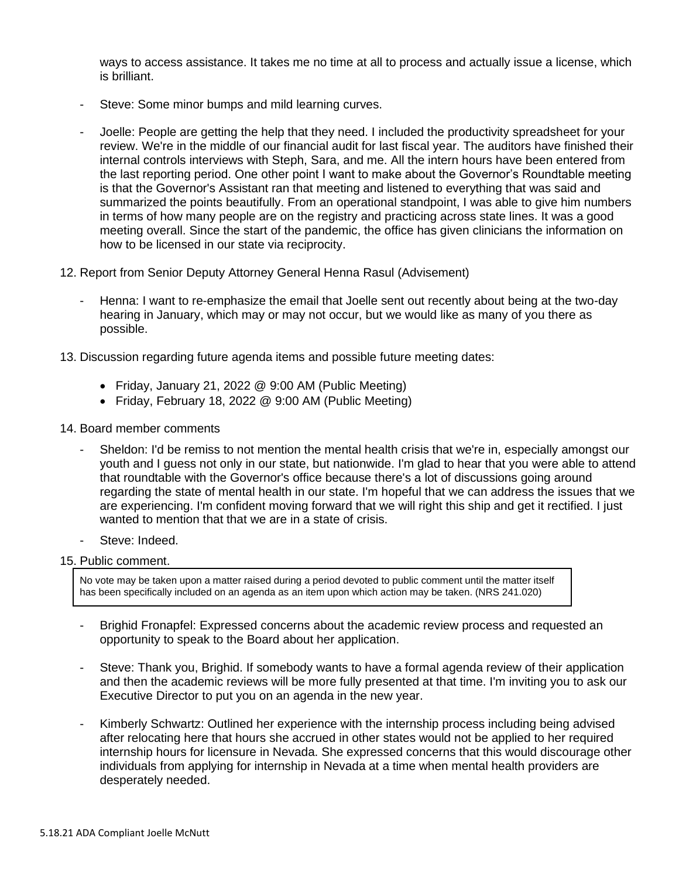ways to access assistance. It takes me no time at all to process and actually issue a license, which is brilliant.

- Steve: Some minor bumps and mild learning curves.

- Joelle: People are getting the help that they need. I included the productivity spreadsheet for your review. We're in the middle of our financial audit for last fiscal year. The auditors have finished their internal controls interviews with Steph, Sara, and me. All the intern hours have been entered from the last reporting period. One other point I want to make about the Governor's Roundtable meeting is that the Governor's Assistant ran that meeting and listened to everything that was said and summarized the points beautifully. From an operational standpoint, I was able to give him numbers in terms of how many people are on the registry and practicing across state lines. It was a good meeting overall. Since the start of the pandemic, the office has given clinicians the information on how to be licensed in our state via reciprocity.

12. Report from Senior Deputy Attorney General Henna Rasul (Advisement)

    - Henna: I want to re-emphasize the email that Joelle sent out recently about being at the two-day hearing in January, which may or may not occur, but we would like as many of you there as possible.

13. Discussion regarding future agenda items and possible future meeting dates:

    - Friday, January 21, 2022 @ 9:00 AM (Public Meeting)
    - Friday, February 18, 2022 @ 9:00 AM (Public Meeting)

14. Board member comments

    - Sheldon: I'd be remiss to not mention the mental health crisis that we're in, especially amongst our youth and I guess not only in our state, but nationwide. I'm glad to hear that you were able to attend that roundtable with the Governor's office because there's a lot of discussions going around regarding the state of mental health in our state. I'm hopeful that we can address the issues that we are experiencing. I'm confident moving forward that we will right this ship and get it rectified. I just wanted to mention that that we are in a state of crisis.

    - Steve: Indeed.

15. Public comment.

    No vote may be taken upon a matter raised during a period devoted to public comment until the matter itself has been specifically included on an agenda as an item upon which action may be taken. (NRS 241.020)

    - Brighid Fronapfel: Expressed concerns about the academic review process and requested an opportunity to speak to the Board about her application.

    - Steve: Thank you, Brighid. If somebody wants to have a formal agenda review of their application and then the academic reviews will be more fully presented at that time. I'm inviting you to ask our Executive Director to put you on an agenda in the new year.

    - Kimberly Schwartz: Outlined her experience with the internship process including being advised after relocating here that hours she accrued in other states would not be applied to her required internship hours for licensure in Nevada. She expressed concerns that this would discourage other individuals from applying for internship in Nevada at a time when mental health providers are desperately needed.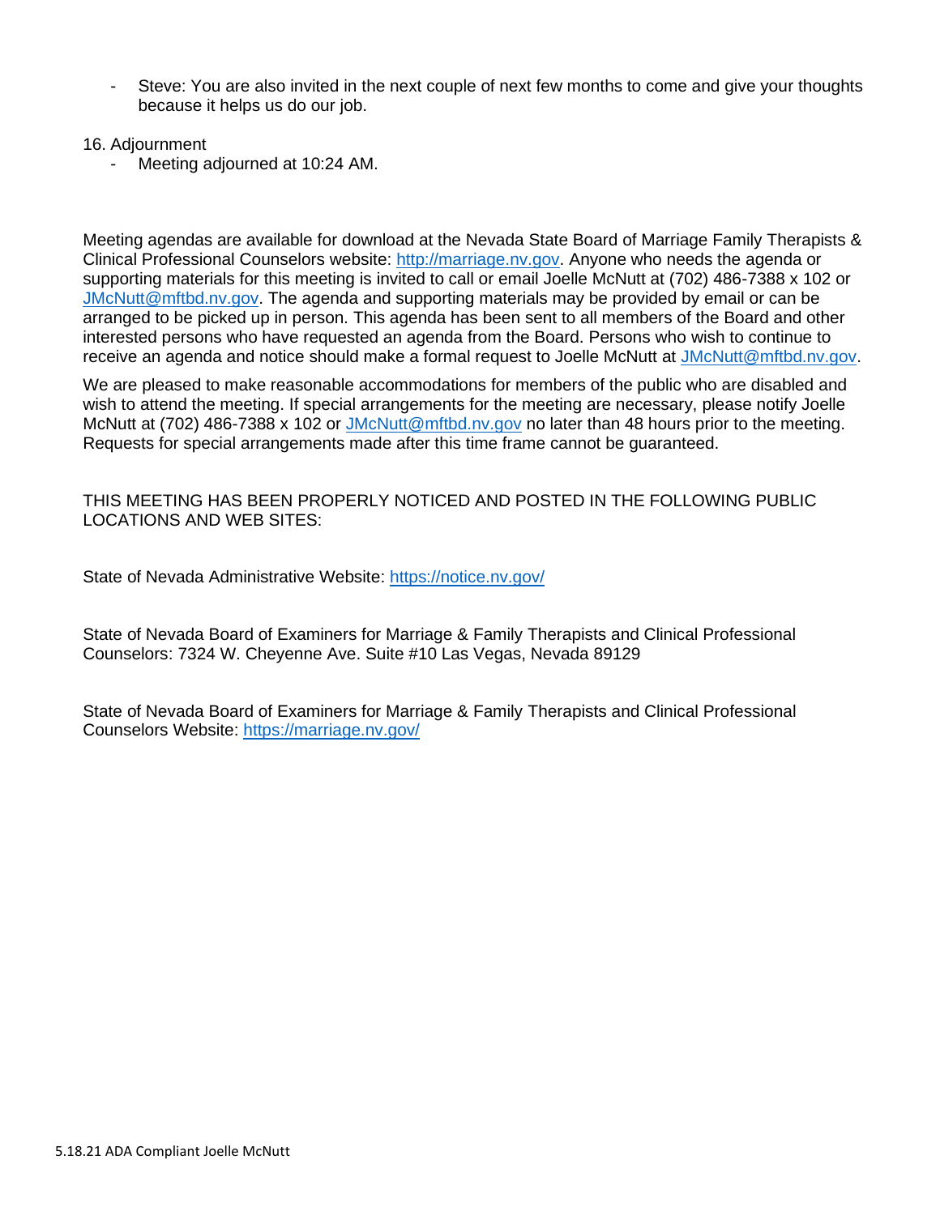- Steve: You are also invited in the next couple of next few months to come and give your thoughts because it helps us do our job.

16. Adjournment
    - Meeting adjourned at 10:24 AM.

Meeting agendas are available for download at the Nevada State Board of Marriage Family Therapists & Clinical Professional Counselors website: http://marriage.nv.gov. Anyone who needs the agenda or supporting materials for this meeting is invited to call or email Joelle McNutt at (702) 486-7388 x 102 or JMcNutt@mftbd.nv.gov. The agenda and supporting materials may be provided by email or can be arranged to be picked up in person. This agenda has been sent to all members of the Board and other interested persons who have requested an agenda from the Board. Persons who wish to continue to receive an agenda and notice should make a formal request to Joelle McNutt at JMcNutt@mftbd.nv.gov.

We are pleased to make reasonable accommodations for members of the public who are disabled and wish to attend the meeting. If special arrangements for the meeting are necessary, please notify Joelle McNutt at (702) 486-7388 x 102 or JMcNutt@mftbd.nv.gov no later than 48 hours prior to the meeting. Requests for special arrangements made after this time frame cannot be guaranteed.

THIS MEETING HAS BEEN PROPERLY NOTICED AND POSTED IN THE FOLLOWING PUBLIC LOCATIONS AND WEB SITES:

State of Nevada Administrative Website: https://notice.nv.gov/

State of Nevada Board of Examiners for Marriage & Family Therapists and Clinical Professional Counselors: 7324 W. Cheyenne Ave. Suite #10 Las Vegas, Nevada 89129

State of Nevada Board of Examiners for Marriage & Family Therapists and Clinical Professional Counselors Website: https://marriage.nv.gov/

5.18.21 ADA Compliant Joelle McNutt